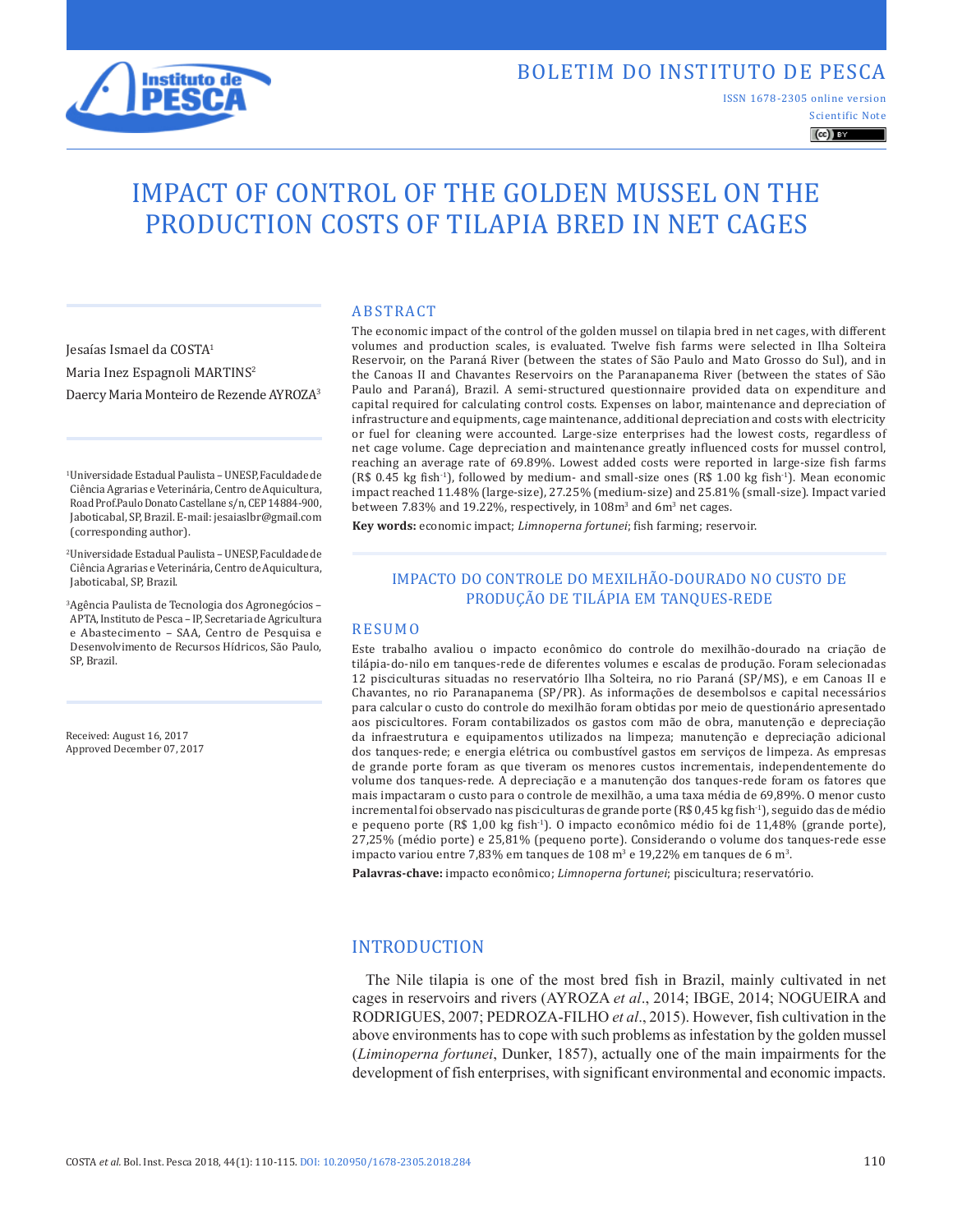BOLETIM DO INSTITUTO DE PESCA

ISSN 1678-2305 online version

Scientific Note

# IMPACT OF CONTROL OF THE GOLDEN MUSSEL ON THE PRODUCTION COSTS OF TILAPIA BRED IN NET CAGES

Jesaías Ismael da COSTA[1]

Maria Inez Espagnoli MARTINS[2]

Daercy Maria Monteiro de Rezende AYROZA[3]

[1]Universidade Estadual Paulista – UNESP, Faculdade de Ciência Agrarias e Veterinária, Centro de Aquicultura, Road Prof.Paulo Donato Castellane s/n, CEP 14884-900, Jaboticabal, SP, Brazil. E-mail: jesaiaslbr@gmail.com (corresponding author).

[2]Universidade Estadual Paulista – UNESP, Faculdade de Ciência Agrarias e Veterinária, Centro de Aquicultura, Jaboticabal, SP, Brazil.

[3]Agência Paulista de Tecnologia dos Agronegócios – APTA, Instituto de Pesca – IP, Secretaria de Agricultura e Abastecimento – SAA, Centro de Pesquisa e Desenvolvimento de Recursos Hídricos, São Paulo, SP, Brazil.

Received: August 16, 2017
Approved December 07, 2017

## ABSTRACT

The economic impact of the control of the golden mussel on tilapia bred in net cages, with different volumes and production scales, is evaluated. Twelve fish farms were selected in Ilha Solteira Reservoir, on the Paraná River (between the states of São Paulo and Mato Grosso do Sul), and in the Canoas II and Chavantes Reservoirs on the Paranapanema River (between the states of São Paulo and Paraná), Brazil. A semi-structured questionnaire provided data on expenditure and capital required for calculating control costs. Expenses on labor, maintenance and depreciation of infrastructure and equipments, cage maintenance, additional depreciation and costs with electricity or fuel for cleaning were accounted. Large-size enterprises had the lowest costs, regardless of net cage volume. Cage depreciation and maintenance greatly influenced costs for mussel control, reaching an average rate of 69.89%. Lowest added costs were reported in large-size fish farms (R$ 0.45 kg fish$^{-1}$), followed by medium- and small-size ones (R$ 1.00 kg fish$^{-1}$). Mean economic impact reached 11.48% (large-size), 27.25% (medium-size) and 25.81% (small-size). Impact varied between 7.83% and 19.22%, respectively, in 108m$^3$ and 6m$^3$ net cages.

**Key words:** economic impact; *Limnoperna fortunei*; fish farming; reservoir.

## IMPACTO DO CONTROLE DO MEXILHÃO-DOURADO NO CUSTO DE PRODUÇÃO DE TILÁPIA EM TANQUES-REDE

## RESUMO

Este trabalho avaliou o impacto econômico do controle do mexilhão-dourado na criação de tilápia-do-nilo em tanques-rede de diferentes volumes e escalas de produção. Foram selecionadas 12 pisciculturas situadas no reservatório Ilha Solteira, no rio Paraná (SP/MS), e em Canoas II e Chavantes, no rio Paranapanema (SP/PR). As informações de desembolsos e capital necessários para calcular o custo do controle do mexilhão foram obtidas por meio de questionário apresentado aos piscicultores. Foram contabilizados os gastos com mão de obra, manutenção e depreciação da infraestrutura e equipamentos utilizados na limpeza; manutenção e depreciação adicional dos tanques-rede; e energia elétrica ou combustível gastos em serviços de limpeza. As empresas de grande porte foram as que tiveram os menores custos incrementais, independentemente do volume dos tanques-rede. A depreciação e a manutenção dos tanques-rede foram os fatores que mais impactaram o custo para o controle de mexilhão, a uma taxa média de 69,89%. O menor custo incremental foi observado nas pisciculturas de grande porte (R$ 0,45 kg fish$^{-1}$), seguido das de médio e pequeno porte (R$ 1,00 kg fish$^{-1}$). O impacto econômico médio foi de 11,48% (grande porte), 27,25% (médio porte) e 25,81% (pequeno porte). Considerando o volume dos tanques-rede esse impacto variou entre 7,83% em tanques de 108 m$^3$ e 19,22% em tanques de 6 m$^3$.

**Palavras-chave:** impacto econômico; *Limnoperna fortunei*; piscicultura; reservatório.

## INTRODUCTION

The Nile tilapia is one of the most bred fish in Brazil, mainly cultivated in net cages in reservoirs and rivers (AYROZA *et al*., 2014; IBGE, 2014; NOGUEIRA and RODRIGUES, 2007; PEDROZA-FILHO *et al*., 2015). However, fish cultivation in the above environments has to cope with such problems as infestation by the golden mussel (*Liminoperna fortunei*, Dunker, 1857), actually one of the main impairments for the development of fish enterprises, with significant environmental and economic impacts.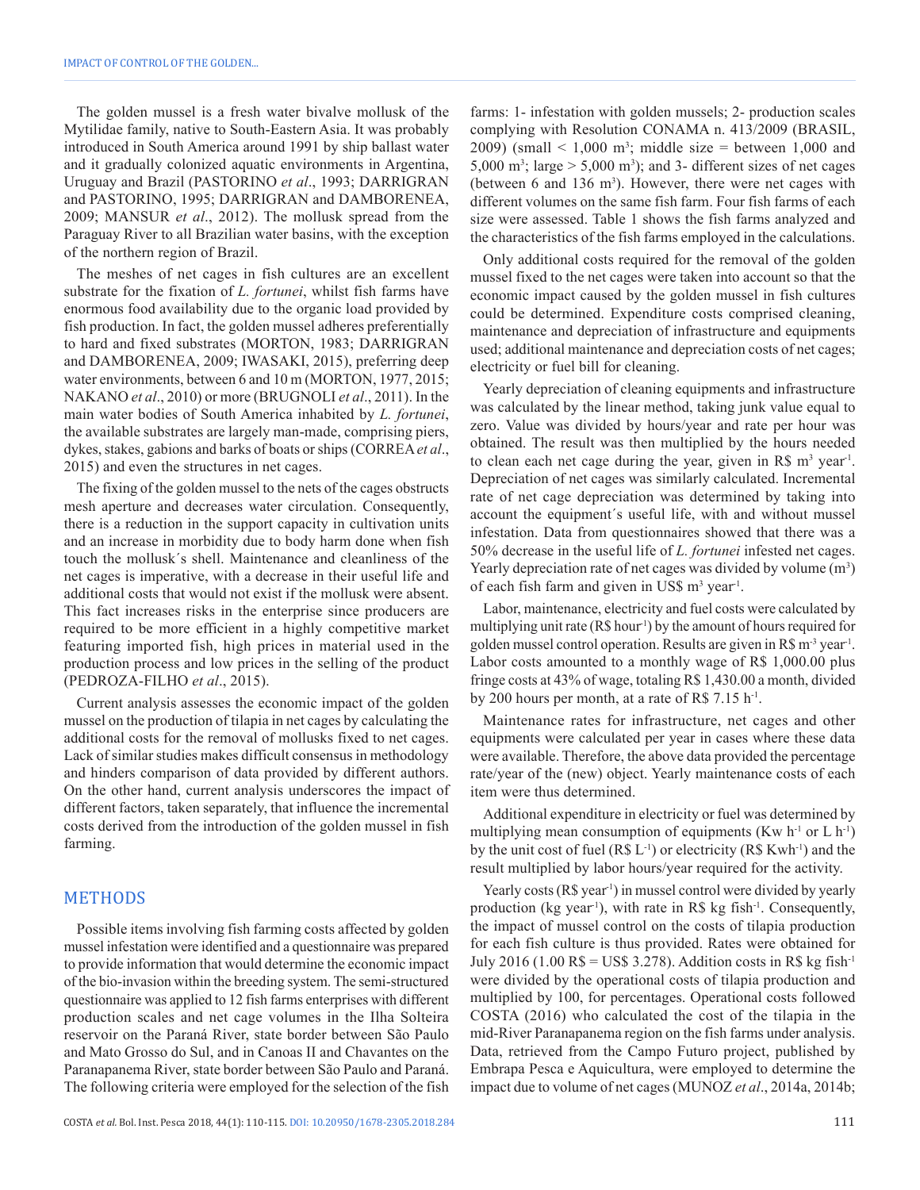The golden mussel is a fresh water bivalve mollusk of the Mytilidae family, native to South-Eastern Asia. It was probably introduced in South America around 1991 by ship ballast water and it gradually colonized aquatic environments in Argentina, Uruguay and Brazil (PASTORINO *et al*., 1993; DARRIGRAN and PASTORINO, 1995; DARRIGRAN and DAMBORENEA, 2009; MANSUR *et al*., 2012). The mollusk spread from the Paraguay River to all Brazilian water basins, with the exception of the northern region of Brazil.

The meshes of net cages in fish cultures are an excellent substrate for the fixation of *L. fortunei*, whilst fish farms have enormous food availability due to the organic load provided by fish production. In fact, the golden mussel adheres preferentially to hard and fixed substrates (MORTON, 1983; DARRIGRAN and DAMBORENEA, 2009; IWASAKI, 2015), preferring deep water environments, between 6 and 10 m (MORTON, 1977, 2015; NAKANO *et al*., 2010) or more (BRUGNOLI *et al*., 2011). In the main water bodies of South America inhabited by *L. fortunei*, the available substrates are largely man-made, comprising piers, dykes, stakes, gabions and barks of boats or ships (CORREA *et al*., 2015) and even the structures in net cages.

The fixing of the golden mussel to the nets of the cages obstructs mesh aperture and decreases water circulation. Consequently, there is a reduction in the support capacity in cultivation units and an increase in morbidity due to body harm done when fish touch the mollusk´s shell. Maintenance and cleanliness of the net cages is imperative, with a decrease in their useful life and additional costs that would not exist if the mollusk were absent. This fact increases risks in the enterprise since producers are required to be more efficient in a highly competitive market featuring imported fish, high prices in material used in the production process and low prices in the selling of the product (PEDROZA-FILHO *et al*., 2015).

Current analysis assesses the economic impact of the golden mussel on the production of tilapia in net cages by calculating the additional costs for the removal of mollusks fixed to net cages. Lack of similar studies makes difficult consensus in methodology and hinders comparison of data provided by different authors. On the other hand, current analysis underscores the impact of different factors, taken separately, that influence the incremental costs derived from the introduction of the golden mussel in fish farming.

## METHODS

Possible items involving fish farming costs affected by golden mussel infestation were identified and a questionnaire was prepared to provide information that would determine the economic impact of the bio-invasion within the breeding system. The semi-structured questionnaire was applied to 12 fish farms enterprises with different production scales and net cage volumes in the Ilha Solteira reservoir on the Paraná River, state border between São Paulo and Mato Grosso do Sul, and in Canoas II and Chavantes on the Paranapanema River, state border between São Paulo and Paraná. The following criteria were employed for the selection of the fish farms: 1- infestation with golden mussels; 2- production scales complying with Resolution CONAMA n. 413/2009 (BRASIL, 2009) (small < 1,000 m$^3$; middle size = between 1,000 and 5,000 m$^3$; large > 5,000 m$^3$); and 3- different sizes of net cages (between 6 and 136 m$^3$). However, there were net cages with different volumes on the same fish farm. Four fish farms of each size were assessed. Table 1 shows the fish farms analyzed and the characteristics of the fish farms employed in the calculations.

Only additional costs required for the removal of the golden mussel fixed to the net cages were taken into account so that the economic impact caused by the golden mussel in fish cultures could be determined. Expenditure costs comprised cleaning, maintenance and depreciation of infrastructure and equipments used; additional maintenance and depreciation costs of net cages; electricity or fuel bill for cleaning.

Yearly depreciation of cleaning equipments and infrastructure was calculated by the linear method, taking junk value equal to zero. Value was divided by hours/year and rate per hour was obtained. The result was then multiplied by the hours needed to clean each net cage during the year, given in R\$ m$^3$ year$^{-1}$. Depreciation of net cages was similarly calculated. Incremental rate of net cage depreciation was determined by taking into account the equipment´s useful life, with and without mussel infestation. Data from questionnaires showed that there was a 50% decrease in the useful life of *L. fortunei* infested net cages. Yearly depreciation rate of net cages was divided by volume (m$^3$) of each fish farm and given in US\$ m$^3$ year$^{-1}$.

Labor, maintenance, electricity and fuel costs were calculated by multiplying unit rate (R\$ hour$^{-1}$) by the amount of hours required for golden mussel control operation. Results are given in R\$ m$^{-3}$ year$^{-1}$. Labor costs amounted to a monthly wage of R\$ 1,000.00 plus fringe costs at 43% of wage, totaling R\$ 1,430.00 a month, divided by 200 hours per month, at a rate of R\$ 7.15 h$^{-1}$.

Maintenance rates for infrastructure, net cages and other equipments were calculated per year in cases where these data were available. Therefore, the above data provided the percentage rate/year of the (new) object. Yearly maintenance costs of each item were thus determined.

Additional expenditure in electricity or fuel was determined by multiplying mean consumption of equipments (Kw h$^{-1}$ or L h$^{-1}$) by the unit cost of fuel (R\$ L$^{-1}$) or electricity (R\$ Kwh$^{-1}$) and the result multiplied by labor hours/year required for the activity.

Yearly costs (R\$ year$^{-1}$) in mussel control were divided by yearly production (kg year$^{-1}$), with rate in R\$ kg fish$^{-1}$. Consequently, the impact of mussel control on the costs of tilapia production for each fish culture is thus provided. Rates were obtained for July 2016 (1.00 R\$ = US\$ 3.278). Addition costs in R\$ kg fish$^{-1}$ were divided by the operational costs of tilapia production and multiplied by 100, for percentages. Operational costs followed COSTA (2016) who calculated the cost of the tilapia in the mid-River Paranapanema region on the fish farms under analysis. Data, retrieved from the Campo Futuro project, published by Embrapa Pesca e Aquicultura, were employed to determine the impact due to volume of net cages (MUNOZ *et al*., 2014a, 2014b;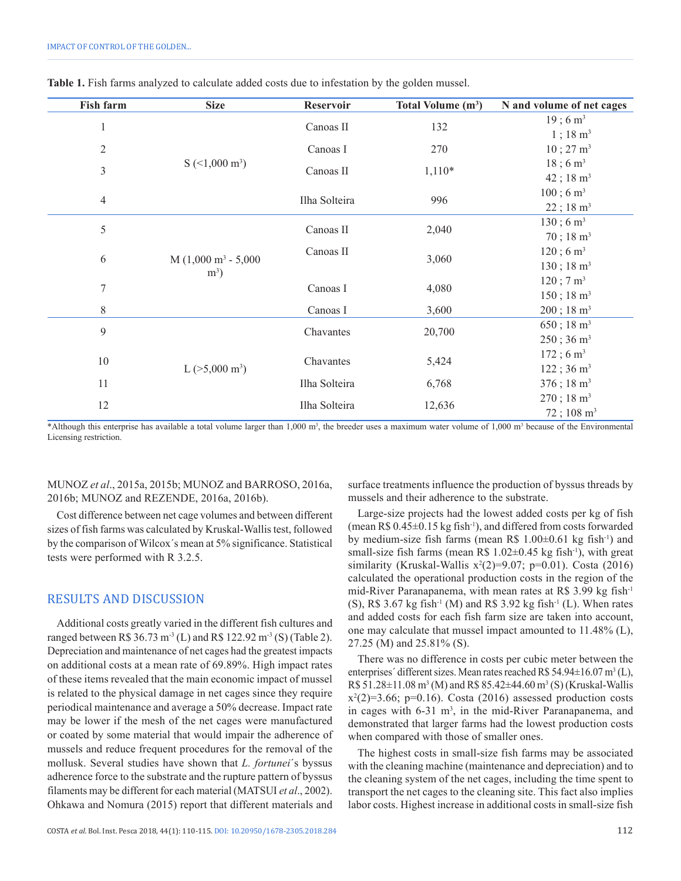**Table 1.** Fish farms analyzed to calculate added costs due to infestation by the golden mussel.

| Fish farm | Size | Reservoir | Total Volume ($m^3$) | N and volume of net cages |
|---|---|---|---|---|
| 1 | S (<1,000 $m^3$) | Canoas II | 132 | 19 ; 6 $m^3$<br>1 ; 18 $m^3$ |
| 2 | | Canoas I | 270 | 10 ; 27 $m^3$ |
| 3 | | Canoas II | 1,110* | 18 ; 6 $m^3$<br>42 ; 18 $m^3$ |
| 4 | | Ilha Solteira | 996 | 100 ; 6 $m^3$<br>22 ; 18 $m^3$ |
| 5 | M (1,000 $m^3$ - 5,000 $m^3$) | Canoas II | 2,040 | 130 ; 6 $m^3$<br>70 ; 18 $m^3$ |
| 6 | | Canoas II | 3,060 | 120 ; 6 $m^3$<br>130 ; 18 $m^3$ |
| 7 | | Canoas I | 4,080 | 120 ; 7 $m^3$<br>150 ; 18 $m^3$ |
| 8 | | Canoas I | 3,600 | 200 ; 18 $m^3$ |
| 9 | L (>5,000 $m^3$) | Chavantes | 20,700 | 650 ; 18 $m^3$<br>250 ; 36 $m^3$ |
| 10 | | Chavantes | 5,424 | 172 ; 6 $m^3$<br>122 ; 36 $m^3$ |
| 11 | | Ilha Solteira | 6,768 | 376 ; 18 $m^3$ |
| 12 | | Ilha Solteira | 12,636 | 270 ; 18 $m^3$<br>72 ; 108 $m^3$ |

*Although this enterprise has available a total volume larger than 1,000 $m^3$, the breeder uses a maximum water volume of 1,000 $m^3$ because of the Environmental Licensing restriction.

MUNOZ *et al*., 2015a, 2015b; MUNOZ and BARROSO, 2016a, 2016b; MUNOZ and REZENDE, 2016a, 2016b).

Cost difference between net cage volumes and between different sizes of fish farms was calculated by Kruskal-Wallis test, followed by the comparison of Wilcox´s mean at 5% significance. Statistical tests were performed with R 3.2.5.

## RESULTS AND DISCUSSION

Additional costs greatly varied in the different fish cultures and ranged between R$ 36.73 $m^{-3}$ (L) and R$ 122.92 $m^{-3}$ (S) (Table 2). Depreciation and maintenance of net cages had the greatest impacts on additional costs at a mean rate of 69.89%. High impact rates of these items revealed that the main economic impact of mussel is related to the physical damage in net cages since they require periodical maintenance and average a 50% decrease. Impact rate may be lower if the mesh of the net cages were manufactured or coated by some material that would impair the adherence of mussels and reduce frequent procedures for the removal of the mollusk. Several studies have shown that *L. fortunei*´s byssus adherence force to the substrate and the rupture pattern of byssus filaments may be different for each material (MATSUI *et al*., 2002). Ohkawa and Nomura (2015) report that different materials and surface treatments influence the production of byssus threads by mussels and their adherence to the substrate.

Large-size projects had the lowest added costs per kg of fish (mean R$ 0.45±0.15 kg $fish^{-1}$), and differed from costs forwarded by medium-size fish farms (mean R$ 1.00±0.61 kg $fish^{-1}$) and small-size fish farms (mean R$ 1.02±0.45 kg $fish^{-1}$), with great similarity (Kruskal-Wallis $x^2(2)=9.07$; $p=0.01$). Costa (2016) calculated the operational production costs in the region of the mid-River Paranapanema, with mean rates at R$ 3.99 kg $fish^{-1}$ (S), R$ 3.67 kg $fish^{-1}$ (M) and R$ 3.92 kg $fish^{-1}$ (L). When rates and added costs for each fish farm size are taken into account, one may calculate that mussel impact amounted to 11.48% (L), 27.25 (M) and 25.81% (S).

There was no difference in costs per cubic meter between the enterprises´ different sizes. Mean rates reached R$ 54.94±16.07 $m^3$ (L), R$ 51.28±11.08 $m^3$ (M) and R$ 85.42±44.60 $m^3$ (S) (Kruskal-Wallis $x^2(2)=3.66$; $p=0.16$). Costa (2016) assessed production costs in cages with 6-31 $m^3$, in the mid-River Paranapanema, and demonstrated that larger farms had the lowest production costs when compared with those of smaller ones.

The highest costs in small-size fish farms may be associated with the cleaning machine (maintenance and depreciation) and to the cleaning system of the net cages, including the time spent to transport the net cages to the cleaning site. This fact also implies labor costs. Highest increase in additional costs in small-size fish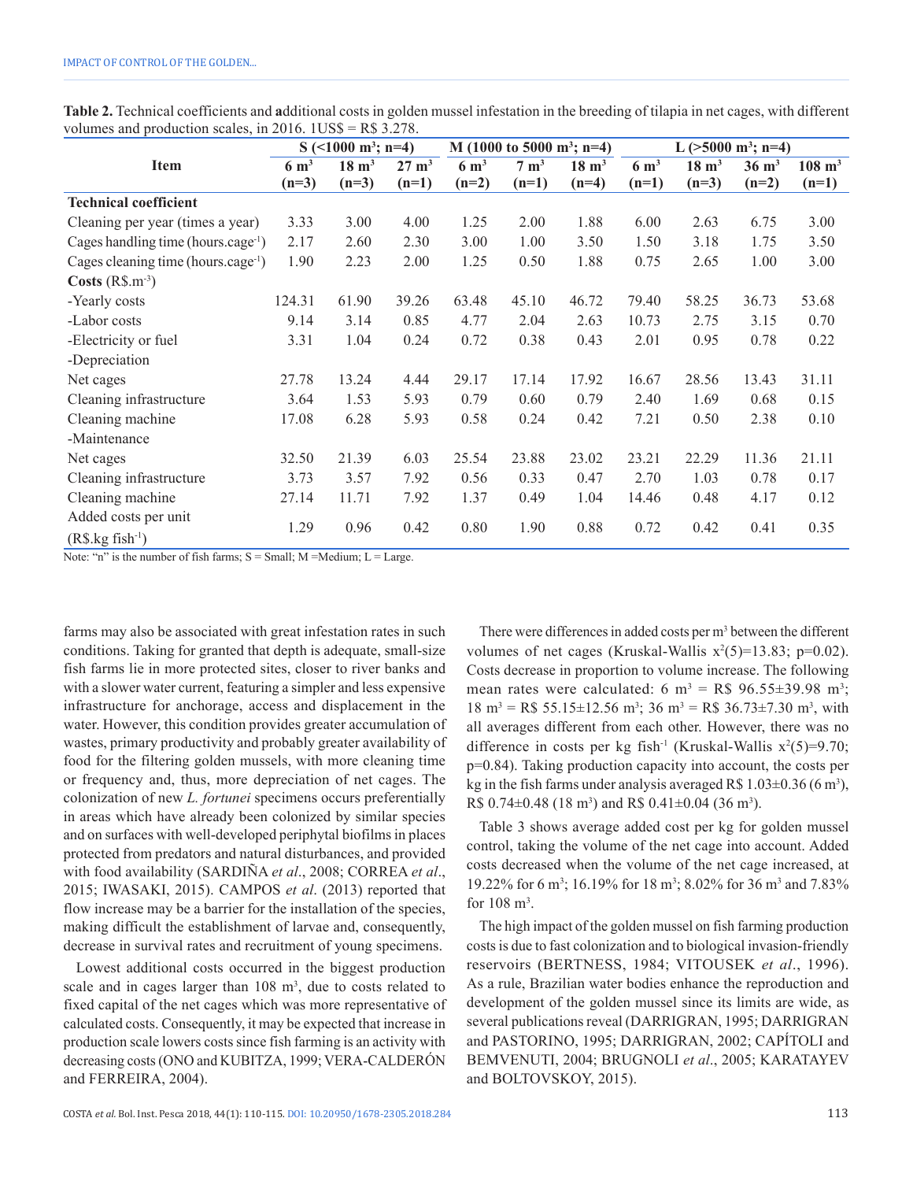**Table 2.** Technical coefficients and **a**dditional costs in golden mussel infestation in the breeding of tilapia in net cages, with different volumes and production scales, in 2016. 1US$ = R$ 3.278.

| Item | S (<1000 m³; n=4) | | | M (1000 to 5000 m³; n=4) | | | L (>5000 m³; n=4) | | | |
|---|---|---|---|---|---|---|---|---|---|---|
| | 6 m³ (n=3) | 18 m³ (n=3) | 27 m³ (n=1) | 6 m³ (n=2) | 7 m³ (n=1) | 18 m³ (n=4) | 6 m³ (n=1) | 18 m³ (n=3) | 36 m³ (n=2) | 108 m³ (n=1) |
| **Technical coefficient** | | | | | | | | | | |
| Cleaning per year (times a year) | 3.33 | 3.00 | 4.00 | 1.25 | 2.00 | 1.88 | 6.00 | 2.63 | 6.75 | 3.00 |
| Cages handling time (hours.cage$^{-1}$) | 2.17 | 2.60 | 2.30 | 3.00 | 1.00 | 3.50 | 1.50 | 3.18 | 1.75 | 3.50 |
| Cages cleaning time (hours.cage$^{-1}$) | 1.90 | 2.23 | 2.00 | 1.25 | 0.50 | 1.88 | 0.75 | 2.65 | 1.00 | 3.00 |
| **Costs** (R$.m$^{-3}$) | | | | | | | | | | |
| -Yearly costs | 124.31 | 61.90 | 39.26 | 63.48 | 45.10 | 46.72 | 79.40 | 58.25 | 36.73 | 53.68 |
| -Labor costs | 9.14 | 3.14 | 0.85 | 4.77 | 2.04 | 2.63 | 10.73 | 2.75 | 3.15 | 0.70 |
| -Electricity or fuel | 3.31 | 1.04 | 0.24 | 0.72 | 0.38 | 0.43 | 2.01 | 0.95 | 0.78 | 0.22 |
| -Depreciation | | | | | | | | | | |
| Net cages | 27.78 | 13.24 | 4.44 | 29.17 | 17.14 | 17.92 | 16.67 | 28.56 | 13.43 | 31.11 |
| Cleaning infrastructure | 3.64 | 1.53 | 5.93 | 0.79 | 0.60 | 0.79 | 2.40 | 1.69 | 0.68 | 0.15 |
| Cleaning machine | 17.08 | 6.28 | 5.93 | 0.58 | 0.24 | 0.42 | 7.21 | 0.50 | 2.38 | 0.10 |
| -Maintenance | | | | | | | | | | |
| Net cages | 32.50 | 21.39 | 6.03 | 25.54 | 23.88 | 23.02 | 23.21 | 22.29 | 11.36 | 21.11 |
| Cleaning infrastructure | 3.73 | 3.57 | 7.92 | 0.56 | 0.33 | 0.47 | 2.70 | 1.03 | 0.78 | 0.17 |
| Cleaning machine | 27.14 | 11.71 | 7.92 | 1.37 | 0.49 | 1.04 | 14.46 | 0.48 | 4.17 | 0.12 |
| Added costs per unit (R$.kg fish$^{-1}$) | 1.29 | 0.96 | 0.42 | 0.80 | 1.90 | 0.88 | 0.72 | 0.42 | 0.41 | 0.35 |

Note: "n" is the number of fish farms; S = Small; M =Medium; L = Large.

farms may also be associated with great infestation rates in such conditions. Taking for granted that depth is adequate, small-size fish farms lie in more protected sites, closer to river banks and with a slower water current, featuring a simpler and less expensive infrastructure for anchorage, access and displacement in the water. However, this condition provides greater accumulation of wastes, primary productivity and probably greater availability of food for the filtering golden mussels, with more cleaning time or frequency and, thus, more depreciation of net cages. The colonization of new *L. fortunei* specimens occurs preferentially in areas which have already been colonized by similar species and on surfaces with well-developed periphytal biofilms in places protected from predators and natural disturbances, and provided with food availability (SARDIÑA *et al*., 2008; CORREA *et al*., 2015; IWASAKI, 2015). CAMPOS *et al*. (2013) reported that flow increase may be a barrier for the installation of the species, making difficult the establishment of larvae and, consequently, decrease in survival rates and recruitment of young specimens.

Lowest additional costs occurred in the biggest production scale and in cages larger than 108 m³, due to costs related to fixed capital of the net cages which was more representative of calculated costs. Consequently, it may be expected that increase in production scale lowers costs since fish farming is an activity with decreasing costs (ONO and KUBITZA, 1999; VERA-CALDERÓN and FERREIRA, 2004).

There were differences in added costs per m³ between the different volumes of net cages (Kruskal-Wallis $x^2(5)=13.83$; p=0.02). Costs decrease in proportion to volume increase. The following mean rates were calculated: 6 m³ = R$ 96.55±39.98 m³; 18 m³ = R$ 55.15±12.56 m³; 36 m³ = R$ 36.73±7.30 m³, with all averages different from each other. However, there was no difference in costs per kg fish$^{-1}$ (Kruskal-Wallis $x^2(5)=9.70$; p=0.84). Taking production capacity into account, the costs per kg in the fish farms under analysis averaged R$ 1.03±0.36 (6 m³), R$ 0.74±0.48 (18 m³) and R$ 0.41±0.04 (36 m³).

Table 3 shows average added cost per kg for golden mussel control, taking the volume of the net cage into account. Added costs decreased when the volume of the net cage increased, at 19.22% for 6 m³; 16.19% for 18 m³; 8.02% for 36 m³ and 7.83% for 108 m³.

The high impact of the golden mussel on fish farming production costs is due to fast colonization and to biological invasion-friendly reservoirs (BERTNESS, 1984; VITOUSEK *et al*., 1996). As a rule, Brazilian water bodies enhance the reproduction and development of the golden mussel since its limits are wide, as several publications reveal (DARRIGRAN, 1995; DARRIGRAN and PASTORINO, 1995; DARRIGRAN, 2002; CAPÍTOLI and BEMVENUTI, 2004; BRUGNOLI *et al*., 2005; KARATAYEV and BOLTOVSKOY, 2015).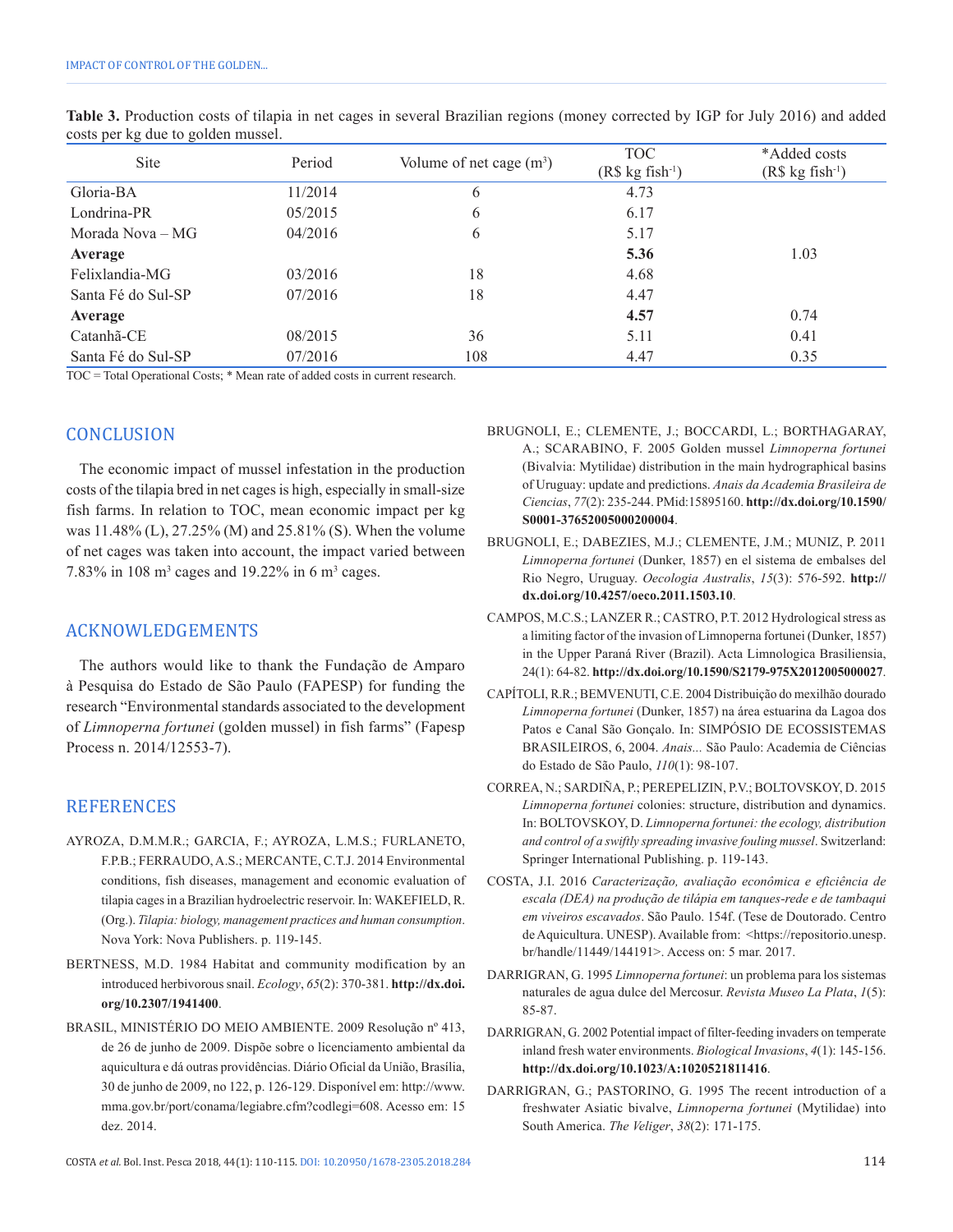**Table 3.** Production costs of tilapia in net cages in several Brazilian regions (money corrected by IGP for July 2016) and added costs per kg due to golden mussel.

| Site | Period | Volume of net cage ($m^3$) | TOC (R$ kg fish$^{-1}$) | *Added costs (R$ kg fish$^{-1}$) |
|---|---|---|---|---|
| Gloria-BA | 11/2014 | 6 | 4.73 | |
| Londrina-PR | 05/2015 | 6 | 6.17 | |
| Morada Nova – MG | 04/2016 | 6 | 5.17 | |
| **Average** | | | **5.36** | 1.03 |
| Felixlandia-MG | 03/2016 | 18 | 4.68 | |
| Santa Fé do Sul-SP | 07/2016 | 18 | 4.47 | |
| **Average** | | | **4.57** | 0.74 |
| Catanhã-CE | 08/2015 | 36 | 5.11 | 0.41 |
| Santa Fé do Sul-SP | 07/2016 | 108 | 4.47 | 0.35 |

TOC = Total Operational Costs; * Mean rate of added costs in current research.

## CONCLUSION

The economic impact of mussel infestation in the production costs of the tilapia bred in net cages is high, especially in small-size fish farms. In relation to TOC, mean economic impact per kg was 11.48% (L), 27.25% (M) and 25.81% (S). When the volume of net cages was taken into account, the impact varied between 7.83% in 108 m³ cages and 19.22% in 6 m³ cages.

## ACKNOWLEDGEMENTS

The authors would like to thank the Fundação de Amparo à Pesquisa do Estado de São Paulo (FAPESP) for funding the research "Environmental standards associated to the development of *Limnoperna fortunei* (golden mussel) in fish farms" (Fapesp Process n. 2014/12553-7).

## REFERENCES

AYROZA, D.M.M.R.; GARCIA, F.; AYROZA, L.M.S.; FURLANETO, F.P.B.; FERRAUDO, A.S.; MERCANTE, C.T.J. 2014 Environmental conditions, fish diseases, management and economic evaluation of tilapia cages in a Brazilian hydroelectric reservoir. In: WAKEFIELD, R. (Org.). *Tilapia: biology, management practices and human consumption*. Nova York: Nova Publishers. p. 119-145.

BERTNESS, M.D. 1984 Habitat and community modification by an introduced herbivorous snail. *Ecology*, *65*(2): 370-381. **http://dx.doi.org/10.2307/1941400**.

BRASIL, MINISTÉRIO DO MEIO AMBIENTE. 2009 Resolução nº 413, de 26 de junho de 2009. Dispõe sobre o licenciamento ambiental da aquicultura e dá outras providências. Diário Oficial da União, Brasília, 30 de junho de 2009, no 122, p. 126-129. Disponível em: http://www.mma.gov.br/port/conama/legiabre.cfm?codlegi=608. Acesso em: 15 dez. 2014.

BRUGNOLI, E.; CLEMENTE, J.; BOCCARDI, L.; BORTHAGARAY, A.; SCARABINO, F. 2005 Golden mussel *Limnoperna fortunei* (Bivalvia: Mytilidae) distribution in the main hydrographical basins of Uruguay: update and predictions. *Anais da Academia Brasileira de Ciencias*, *77*(2): 235-244. PMid:15895160. **http://dx.doi.org/10.1590/S0001-37652005000200004**.

BRUGNOLI, E.; DABEZIES, M.J.; CLEMENTE, J.M.; MUNIZ, P. 2011 *Limnoperna fortunei* (Dunker, 1857) en el sistema de embalses del Rio Negro, Uruguay. *Oecologia Australis*, *15*(3): 576-592. **http://dx.doi.org/10.4257/oeco.2011.1503.10**.

CAMPOS, M.C.S.; LANZER R.; CASTRO, P.T. 2012 Hydrological stress as a limiting factor of the invasion of Limnoperna fortunei (Dunker, 1857) in the Upper Paraná River (Brazil). Acta Limnologica Brasiliensia, 24(1): 64-82. **http://dx.doi.org/10.1590/S2179-975X2012005000027**.

CAPÍTOLI, R.R.; BEMVENUTI, C.E. 2004 Distribuição do mexilhão dourado *Limnoperna fortunei* (Dunker, 1857) na área estuarina da Lagoa dos Patos e Canal São Gonçalo. In: SIMPÓSIO DE ECOSSISTEMAS BRASILEIROS, 6, 2004. *Anais...* São Paulo: Academia de Ciências do Estado de São Paulo, *110*(1): 98-107.

CORREA, N.; SARDIÑA, P.; PEREPELIZIN, P.V.; BOLTOVSKOY, D. 2015 *Limnoperna fortunei* colonies: structure, distribution and dynamics. In: BOLTOVSKOY, D. *Limnoperna fortunei: the ecology, distribution and control of a swiftly spreading invasive fouling mussel*. Switzerland: Springer International Publishing. p. 119-143.

COSTA, J.I. 2016 *Caracterização, avaliação econômica e eficiência de escala (DEA) na produção de tilápia em tanques-rede e de tambaqui em viveiros escavados*. São Paulo. 154f. (Tese de Doutorado. Centro de Aquicultura. UNESP). Available from: <https://repositorio.unesp.br/handle/11449/144191>. Access on: 5 mar. 2017.

DARRIGRAN, G. 1995 *Limnoperna fortunei*: un problema para los sistemas naturales de agua dulce del Mercosur. *Revista Museo La Plata*, *1*(5): 85-87.

DARRIGRAN, G. 2002 Potential impact of filter-feeding invaders on temperate inland fresh water environments. *Biological Invasions*, *4*(1): 145-156. **http://dx.doi.org/10.1023/A:1020521811416**.

DARRIGRAN, G.; PASTORINO, G. 1995 The recent introduction of a freshwater Asiatic bivalve, *Limnoperna fortunei* (Mytilidae) into South America. *The Veliger*, *38*(2): 171-175.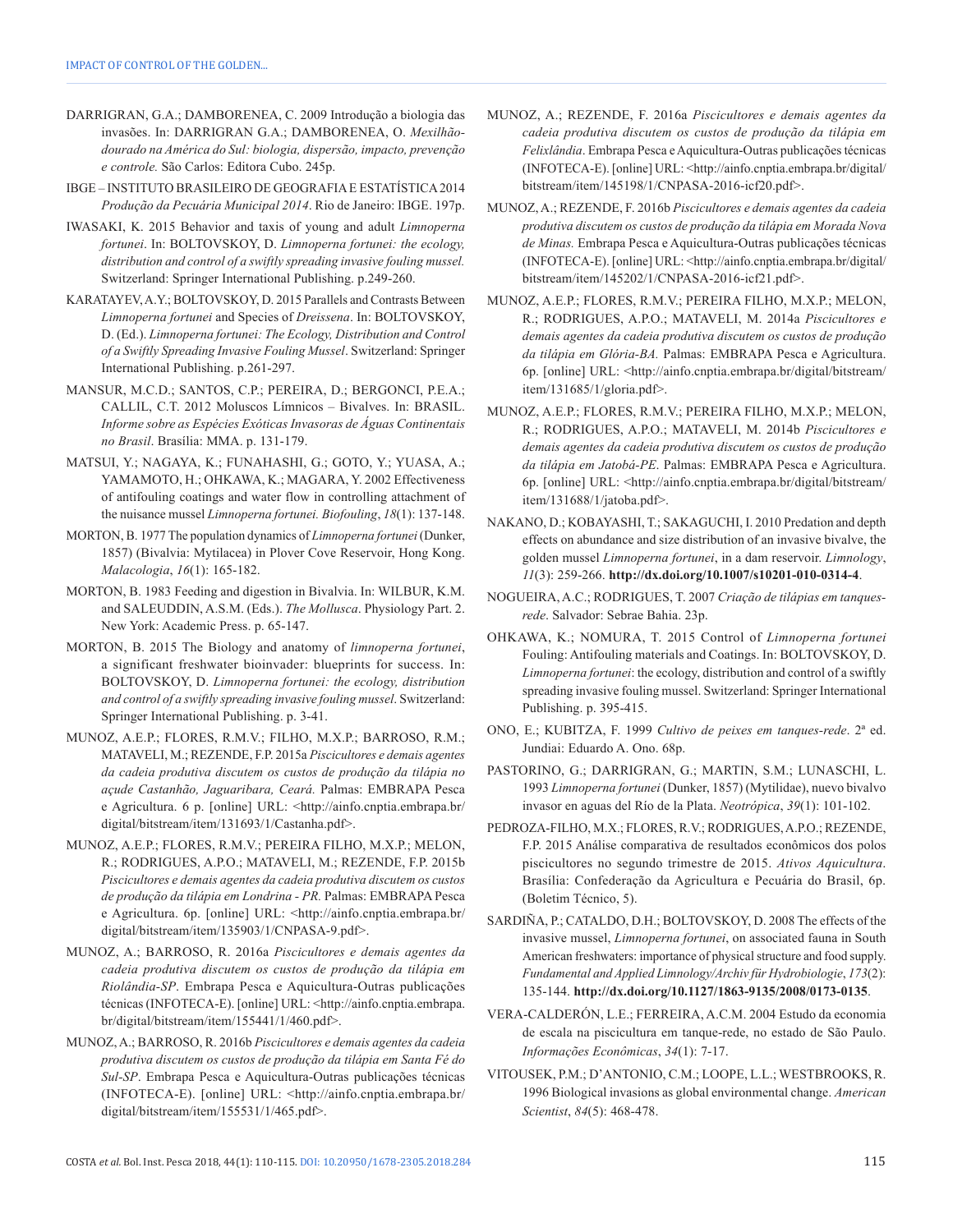DARRIGRAN, G.A.; DAMBORENEA, C. 2009 Introdução a biologia das invasões. In: DARRIGRAN G.A.; DAMBORENEA, O. *Mexilhão-dourado na América do Sul: biologia, dispersão, impacto, prevenção e controle.* São Carlos: Editora Cubo. 245p.

IBGE – INSTITUTO BRASILEIRO DE GEOGRAFIA E ESTATÍSTICA 2014 *Produção da Pecuária Municipal 2014*. Rio de Janeiro: IBGE. 197p.

IWASAKI, K. 2015 Behavior and taxis of young and adult *Limnoperna fortunei*. In: BOLTOVSKOY, D. *Limnoperna fortunei: the ecology, distribution and control of a swiftly spreading invasive fouling mussel.* Switzerland: Springer International Publishing. p.249-260.

KARATAYEV, A.Y.; BOLTOVSKOY, D. 2015 Parallels and Contrasts Between *Limnoperna fortunei* and Species of *Dreissena*. In: BOLTOVSKOY, D. (Ed.). *Limnoperna fortunei: The Ecology, Distribution and Control of a Swiftly Spreading Invasive Fouling Mussel*. Switzerland: Springer International Publishing. p.261-297.

MANSUR, M.C.D.; SANTOS, C.P.; PEREIRA, D.; BERGONCI, P.E.A.; CALLIL, C.T. 2012 Moluscos Límnicos – Bivalves. In: BRASIL. *Informe sobre as Espécies Exóticas Invasoras de Águas Continentais no Brasil*. Brasília: MMA. p. 131-179.

MATSUI, Y.; NAGAYA, K.; FUNAHASHI, G.; GOTO, Y.; YUASA, A.; YAMAMOTO, H.; OHKAWA, K.; MAGARA, Y. 2002 Effectiveness of antifouling coatings and water flow in controlling attachment of the nuisance mussel *Limnoperna fortunei. Biofouling*, *18*(1): 137-148.

MORTON, B. 1977 The population dynamics of *Limnoperna fortunei* (Dunker, 1857) (Bivalvia: Mytilacea) in Plover Cove Reservoir, Hong Kong. *Malacologia*, *16*(1): 165-182.

MORTON, B. 1983 Feeding and digestion in Bivalvia. In: WILBUR, K.M. and SALEUDDIN, A.S.M. (Eds.). *The Mollusca*. Physiology Part. 2. New York: Academic Press. p. 65-147.

MORTON, B. 2015 The Biology and anatomy of *limnoperna fortunei*, a significant freshwater bioinvader: blueprints for success. In: BOLTOVSKOY, D. *Limnoperna fortunei: the ecology, distribution and control of a swiftly spreading invasive fouling mussel*. Switzerland: Springer International Publishing. p. 3-41.

MUNOZ, A.E.P.; FLORES, R.M.V.; FILHO, M.X.P.; BARROSO, R.M.; MATAVELI, M.; REZENDE, F.P. 2015a *Piscicultores e demais agentes da cadeia produtiva discutem os custos de produção da tilápia no açude Castanhão, Jaguaribara, Ceará.* Palmas: EMBRAPA Pesca e Agricultura. 6 p. [online] URL: <http://ainfo.cnptia.embrapa.br/digital/bitstream/item/131693/1/Castanha.pdf>.

MUNOZ, A.E.P.; FLORES, R.M.V.; PEREIRA FILHO, M.X.P.; MELON, R.; RODRIGUES, A.P.O.; MATAVELI, M.; REZENDE, F.P. 2015b *Piscicultores e demais agentes da cadeia produtiva discutem os custos de produção da tilápia em Londrina - PR.* Palmas: EMBRAPA Pesca e Agricultura. 6p. [online] URL: <http://ainfo.cnptia.embrapa.br/digital/bitstream/item/135903/1/CNPASA-9.pdf>.

MUNOZ, A.; BARROSO, R. 2016a *Piscicultores e demais agentes da cadeia produtiva discutem os custos de produção da tilápia em Riolândia-SP*. Embrapa Pesca e Aquicultura-Outras publicações técnicas (INFOTECA-E). [online] URL: <http://ainfo.cnptia.embrapa.br/digital/bitstream/item/155441/1/460.pdf>.

MUNOZ, A.; BARROSO, R. 2016b *Piscicultores e demais agentes da cadeia produtiva discutem os custos de produção da tilápia em Santa Fé do Sul-SP*. Embrapa Pesca e Aquicultura-Outras publicações técnicas (INFOTECA-E). [online] URL: <http://ainfo.cnptia.embrapa.br/digital/bitstream/item/155531/1/465.pdf>.

MUNOZ, A.; REZENDE, F. 2016a *Piscicultores e demais agentes da cadeia produtiva discutem os custos de produção da tilápia em Felixlândia*. Embrapa Pesca e Aquicultura-Outras publicações técnicas (INFOTECA-E). [online] URL: <http://ainfo.cnptia.embrapa.br/digital/bitstream/item/145198/1/CNPASA-2016-icf20.pdf>.

MUNOZ, A.; REZENDE, F. 2016b *Piscicultores e demais agentes da cadeia produtiva discutem os custos de produção da tilápia em Morada Nova de Minas.* Embrapa Pesca e Aquicultura-Outras publicações técnicas (INFOTECA-E). [online] URL: <http://ainfo.cnptia.embrapa.br/digital/bitstream/item/145202/1/CNPASA-2016-icf21.pdf>.

MUNOZ, A.E.P.; FLORES, R.M.V.; PEREIRA FILHO, M.X.P.; MELON, R.; RODRIGUES, A.P.O.; MATAVELI, M. 2014a *Piscicultores e demais agentes da cadeia produtiva discutem os custos de produção da tilápia em Glória-BA.* Palmas: EMBRAPA Pesca e Agricultura. 6p. [online] URL: <http://ainfo.cnptia.embrapa.br/digital/bitstream/item/131685/1/gloria.pdf>.

MUNOZ, A.E.P.; FLORES, R.M.V.; PEREIRA FILHO, M.X.P.; MELON, R.; RODRIGUES, A.P.O.; MATAVELI, M. 2014b *Piscicultores e demais agentes da cadeia produtiva discutem os custos de produção da tilápia em Jatobá-PE.* Palmas: EMBRAPA Pesca e Agricultura. 6p. [online] URL: <http://ainfo.cnptia.embrapa.br/digital/bitstream/item/131688/1/jatoba.pdf>.

NAKANO, D.; KOBAYASHI, T.; SAKAGUCHI, I. 2010 Predation and depth effects on abundance and size distribution of an invasive bivalve, the golden mussel *Limnoperna fortunei*, in a dam reservoir. *Limnology*, *11*(3): 259-266. **http://dx.doi.org/10.1007/s10201-010-0314-4**.

NOGUEIRA, A.C.; RODRIGUES, T. 2007 *Criação de tilápias em tanques-rede*. Salvador: Sebrae Bahia. 23p.

OHKAWA, K.; NOMURA, T. 2015 Control of *Limnoperna fortunei* Fouling: Antifouling materials and Coatings. In: BOLTOVSKOY, D. *Limnoperna fortunei*: the ecology, distribution and control of a swiftly spreading invasive fouling mussel. Switzerland: Springer International Publishing. p. 395-415.

ONO, E.; KUBITZA, F. 1999 *Cultivo de peixes em tanques-rede*. 2ª ed. Jundiaí: Eduardo A. Ono. 68p.

PASTORINO, G.; DARRIGRAN, G.; MARTIN, S.M.; LUNASCHI, L. 1993 *Limnoperna fortunei* (Dunker, 1857) (Mytilidae), nuevo bivalvo invasor en aguas del Río de la Plata. *Neotrópica*, *39*(1): 101-102.

PEDROZA-FILHO, M.X.; FLORES, R.V.; RODRIGUES, A.P.O.; REZENDE, F.P. 2015 Análise comparativa de resultados econômicos dos polos piscicultores no segundo trimestre de 2015. *Ativos Aquicultura*. Brasília: Confederação da Agricultura e Pecuária do Brasil, 6p. (Boletim Técnico, 5).

SARDIÑA, P.; CATALDO, D.H.; BOLTOVSKOY, D. 2008 The effects of the invasive mussel, *Limnoperna fortunei*, on associated fauna in South American freshwaters: importance of physical structure and food supply. *Fundamental and Applied Limnology/Archiv für Hydrobiologie*, *173*(2): 135-144. **http://dx.doi.org/10.1127/1863-9135/2008/0173-0135**.

VERA-CALDERÓN, L.E.; FERREIRA, A.C.M. 2004 Estudo da economia de escala na piscicultura em tanque-rede, no estado de São Paulo. *Informações Econômicas*, *34*(1): 7-17.

VITOUSEK, P.M.; D'ANTONIO, C.M.; LOOPE, L.L.; WESTBROOKS, R. 1996 Biological invasions as global environmental change. *American Scientist*, *84*(5): 468-478.